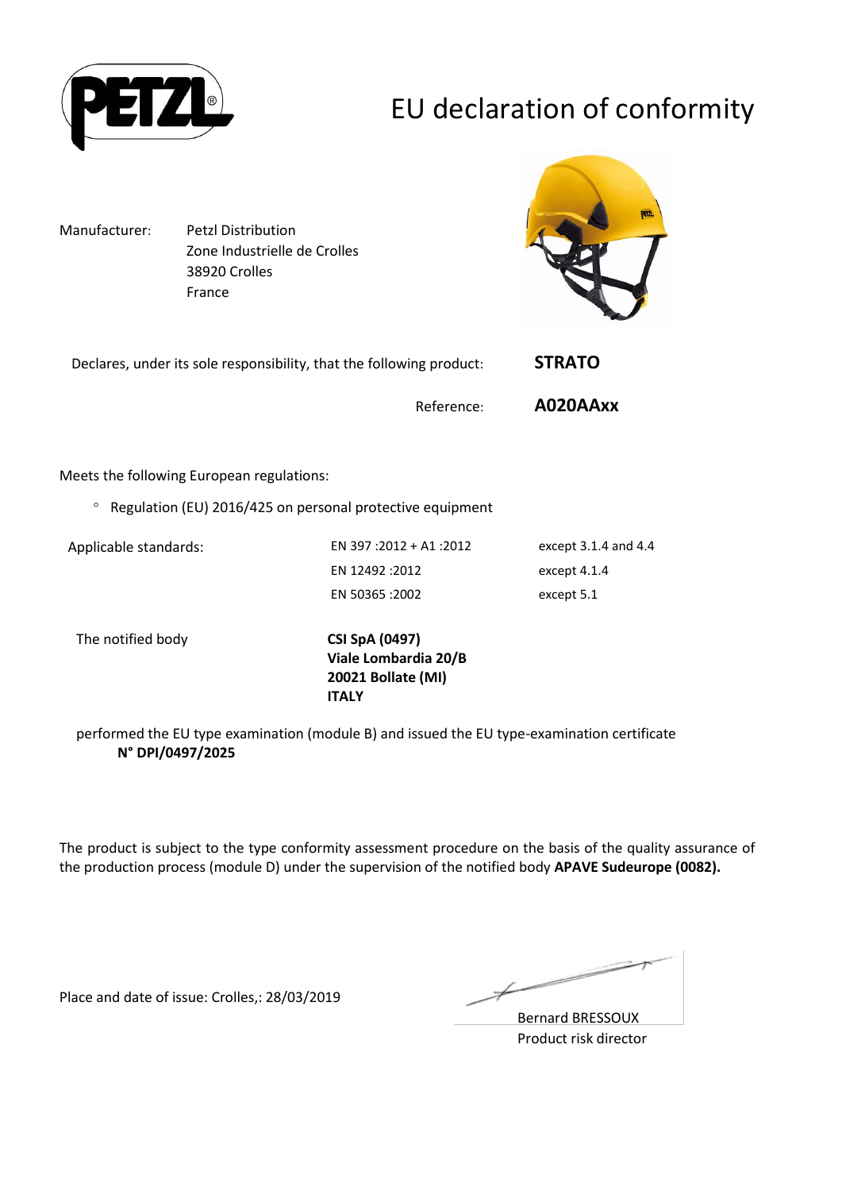# EU declaration of conformity

| | |
|---|---|
| Manufacturer: | Petzl Distribution<br>Zone Industrielle de Crolles<br>38920 Crolles<br>France |

Declares, under its sole responsibility, that the following product: **STRATO**

Reference: **A020AAxx**

Meets the following European regulations:

- Regulation (EU) 2016/425 on personal protective equipment

| Applicable standards: | EN 397 :2012 + A1 :2012 | except 3.1.4 and 4.4 |
|---|---|---|
| | EN 12492 :2012 | except 4.1.4 |
| | EN 50365 :2002 | except 5.1 |

The notified body **CSI SpA (0497)**
**Viale Lombardia 20/B**
**20021 Bollate (MI)**
**ITALY**

performed the EU type examination (module B) and issued the EU type-examination certificate
**N° DPI/0497/2025**

The product is subject to the type conformity assessment procedure on the basis of the quality assurance of the production process (module D) under the supervision of the notified body **APAVE Sudeurope (0082).**

Place and date of issue: Crolles,: 28/03/2019

Bernard BRESSOUX
Product risk director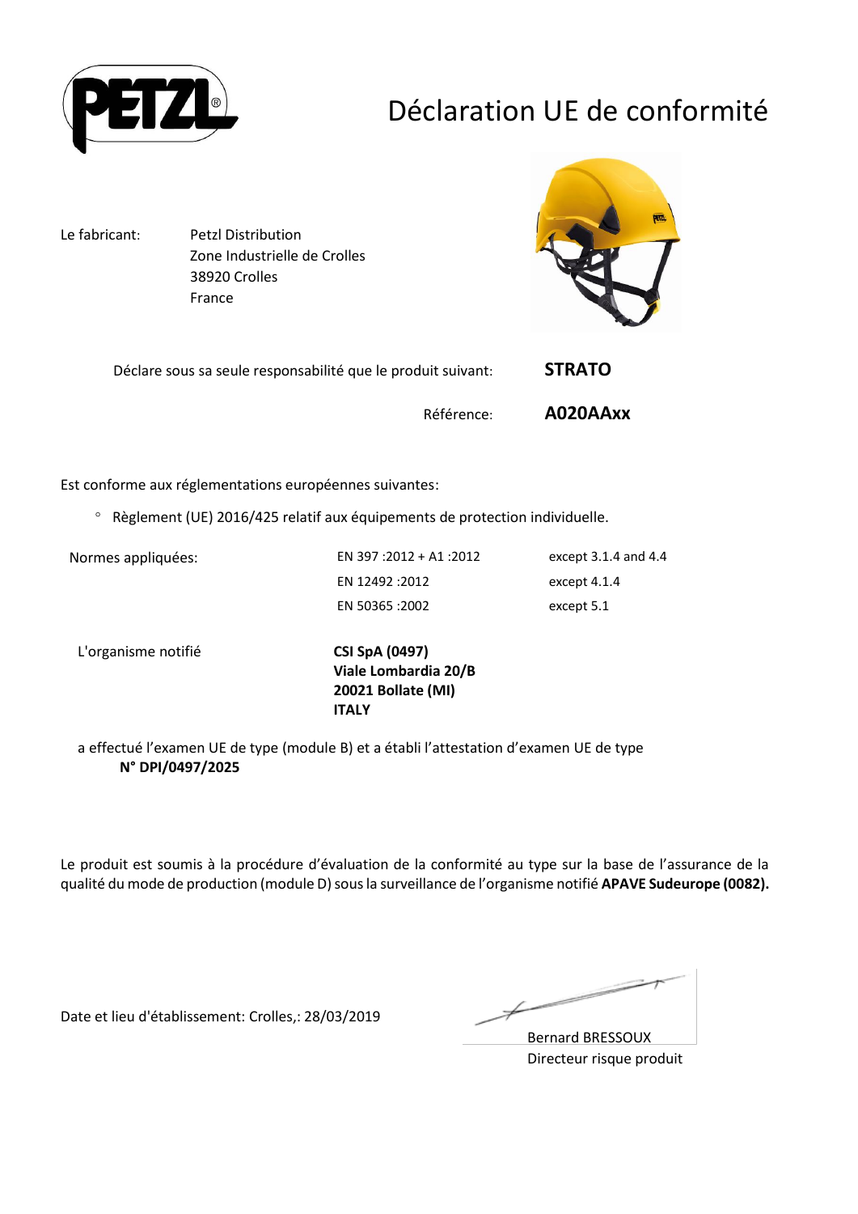# Déclaration UE de conformité

Le fabricant: Petzl Distribution
Zone Industrielle de Crolles
38920 Crolles
France

Déclare sous sa seule responsabilité que le produit suivant: **STRATO**

Référence: **A020AAxx**

Est conforme aux réglementations européennes suivantes:

- Règlement (UE) 2016/425 relatif aux équipements de protection individuelle.

| Normes appliquées: | EN 397 :2012 + A1 :2012 | except 3.1.4 and 4.4 |
|---|---|---|
| | EN 12492 :2012 | except 4.1.4 |
| | EN 50365 :2002 | except 5.1 |

L'organisme notifié **CSI SpA (0497)**
**Viale Lombardia 20/B**
**20021 Bollate (MI)**
**ITALY**

a effectué l'examen UE de type (module B) et a établi l'attestation d'examen UE de type
**N° DPI/0497/2025**

Le produit est soumis à la procédure d'évaluation de la conformité au type sur la base de l'assurance de la qualité du mode de production (module D) sous la surveillance de l'organisme notifié **APAVE Sudeurope (0082).**

Date et lieu d'établissement: Crolles,: 28/03/2019

Bernard BRESSOUX
Directeur risque produit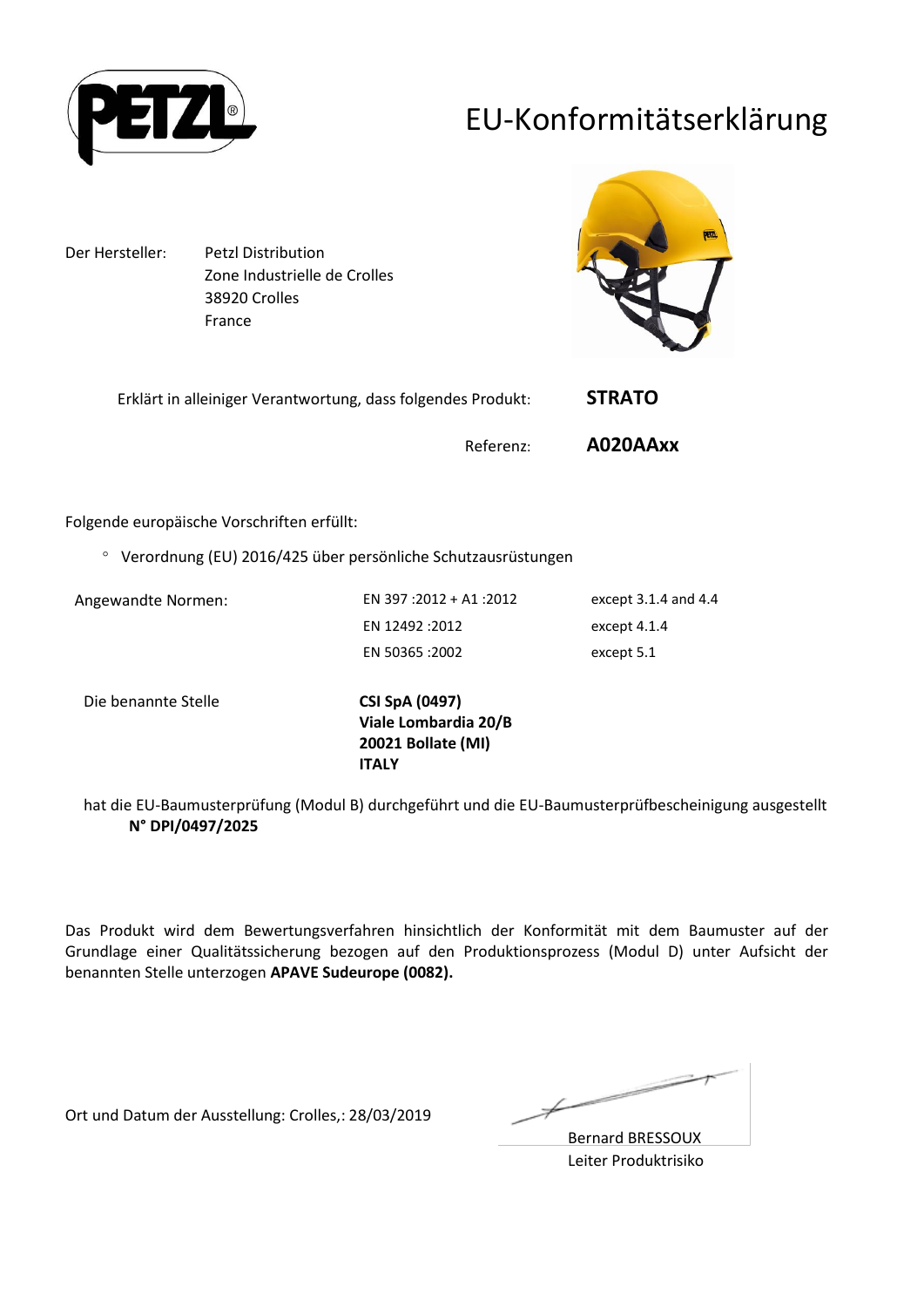# EU-Konformitätserklärung

Der Hersteller: Petzl Distribution
Zone Industrielle de Crolles
38920 Crolles
France

Erklärt in alleiniger Verantwortung, dass folgendes Produkt: **STRATO**

Referenz: **A020AAxx**

Folgende europäische Vorschriften erfüllt:

- Verordnung (EU) 2016/425 über persönliche Schutzausrüstungen

| Angewandte Normen: | EN 397 :2012 + A1 :2012 | except 3.1.4 and 4.4 |
|---|---|---|
| | EN 12492 :2012 | except 4.1.4 |
| | EN 50365 :2002 | except 5.1 |

Die benannte Stelle **CSI SpA (0497)**
**Viale Lombardia 20/B**
**20021 Bollate (MI)**
**ITALY**

hat die EU-Baumusterprüfung (Modul B) durchgeführt und die EU-Baumusterprüfbescheinigung ausgestellt
**N° DPI/0497/2025**

Das Produkt wird dem Bewertungsverfahren hinsichtlich der Konformität mit dem Baumuster auf der Grundlage einer Qualitätssicherung bezogen auf den Produktionsprozess (Modul D) unter Aufsicht der benannten Stelle unterzogen **APAVE Sudeurope (0082).**

Ort und Datum der Ausstellung: Crolles,: 28/03/2019

Bernard BRESSOUX
Leiter Produktrisiko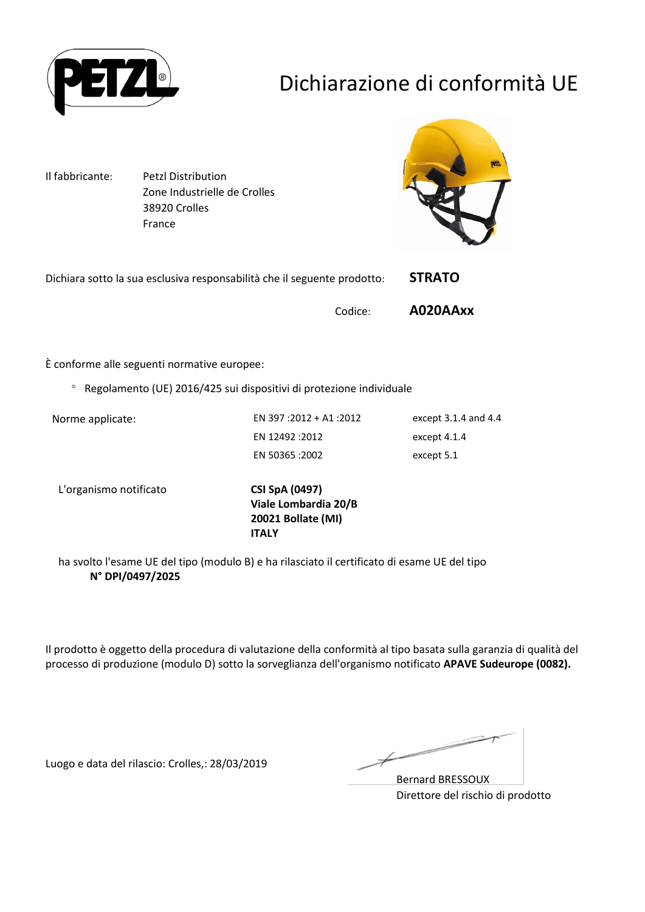# Dichiarazione di conformità UE

Il fabbricante: Petzl Distribution
Zone Industrielle de Crolles
38920 Crolles
France

Dichiara sotto la sua esclusiva responsabilità che il seguente prodotto: **STRATO**

Codice: **A020AAxx**

È conforme alle seguenti normative europee:

- Regolamento (UE) 2016/425 sui dispositivi di protezione individuale

| Norme applicate: | EN 397 :2012 + A1 :2012 | except 3.1.4 and 4.4 |
|---|---|---|
| | EN 12492 :2012 | except 4.1.4 |
| | EN 50365 :2002 | except 5.1 |

L'organismo notificato **CSI SpA (0497)**
**Viale Lombardia 20/B**
**20021 Bollate (MI)**
**ITALY**

ha svolto l'esame UE del tipo (modulo B) e ha rilasciato il certificato di esame UE del tipo
**N° DPI/0497/2025**

Il prodotto è oggetto della procedura di valutazione della conformità al tipo basata sulla garanzia di qualità del processo di produzione (modulo D) sotto la sorveglianza dell'organismo notificato **APAVE Sudeurope (0082).**

Luogo e data del rilascio: Crolles,: 28/03/2019

Bernard BRESSOUX
Direttore del rischio di prodotto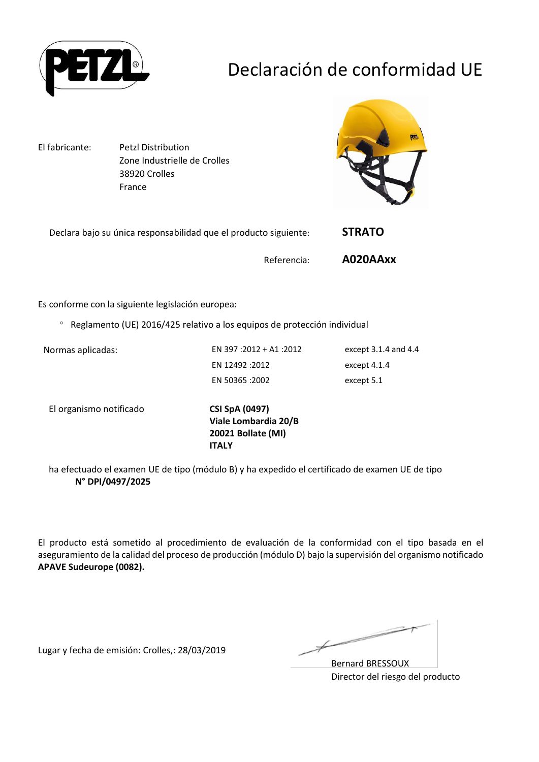# Declaración de conformidad UE

El fabricante: Petzl Distribution
Zone Industrielle de Crolles
38920 Crolles
France

Declara bajo su única responsabilidad que el producto siguiente: **STRATO**

Referencia: **A020AAxx**

Es conforme con la siguiente legislación europea:

- Reglamento (UE) 2016/425 relativo a los equipos de protección individual

| Normas aplicadas: | EN 397 :2012 + A1 :2012 | except 3.1.4 and 4.4 |
|---|---|---|
| | EN 12492 :2012 | except 4.1.4 |
| | EN 50365 :2002 | except 5.1 |

El organismo notificado **CSI SpA (0497)**
**Viale Lombardia 20/B**
**20021 Bollate (MI)**
**ITALY**

ha efectuado el examen UE de tipo (módulo B) y ha expedido el certificado de examen UE de tipo **N° DPI/0497/2025**

El producto está sometido al procedimiento de evaluación de la conformidad con el tipo basada en el aseguramiento de la calidad del proceso de producción (módulo D) bajo la supervisión del organismo notificado **APAVE Sudeurope (0082).**

Lugar y fecha de emisión: Crolles,: 28/03/2019

Bernard BRESSOUX
Director del riesgo del producto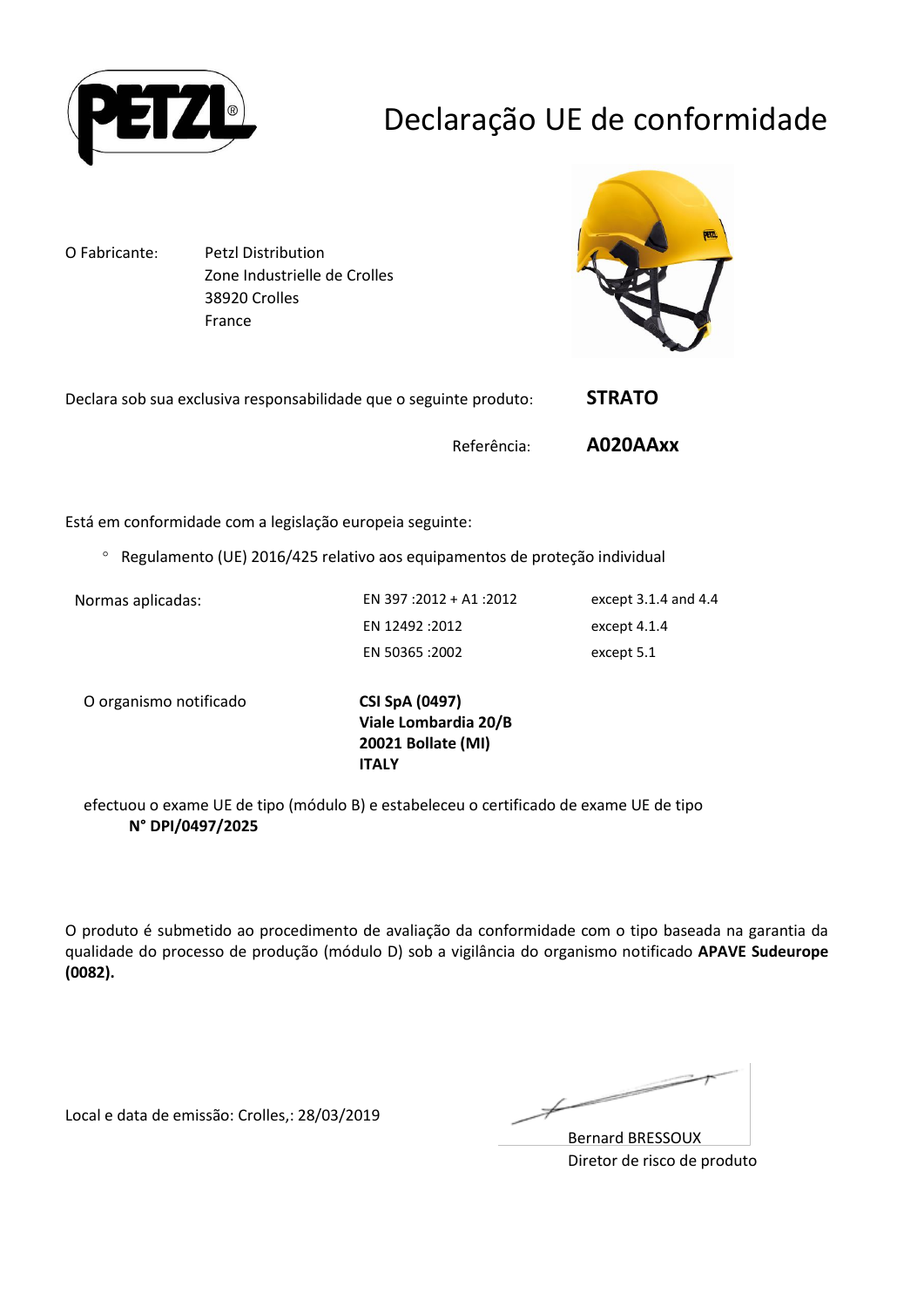# Declaração UE de conformidade

| | |
|---|---|
| O Fabricante: | Petzl Distribution<br>Zone Industrielle de Crolles<br>38920 Crolles<br>France |

Declara sob sua exclusiva responsabilidade que o seguinte produto: **STRATO**

Referência: **A020AAxx**

Está em conformidade com a legislação europeia seguinte:

- Regulamento (UE) 2016/425 relativo aos equipamentos de proteção individual

| Normas aplicadas: | EN 397 :2012 + A1 :2012 | except 3.1.4 and 4.4 |
|---|---|---|
| | EN 12492 :2012 | except 4.1.4 |
| | EN 50365 :2002 | except 5.1 |

O organismo notificado

**CSI SpA (0497)**
**Viale Lombardia 20/B**
**20021 Bollate (MI)**
**ITALY**

efectuou o exame UE de tipo (módulo B) e estabeleceu o certificado de exame UE de tipo
**N° DPI/0497/2025**

O produto é submetido ao procedimento de avaliação da conformidade com o tipo baseada na garantia da qualidade do processo de produção (módulo D) sob a vigilância do organismo notificado **APAVE Sudeurope (0082).**

Local e data de emissão: Crolles,: 28/03/2019

Bernard BRESSOUX
Diretor de risco de produto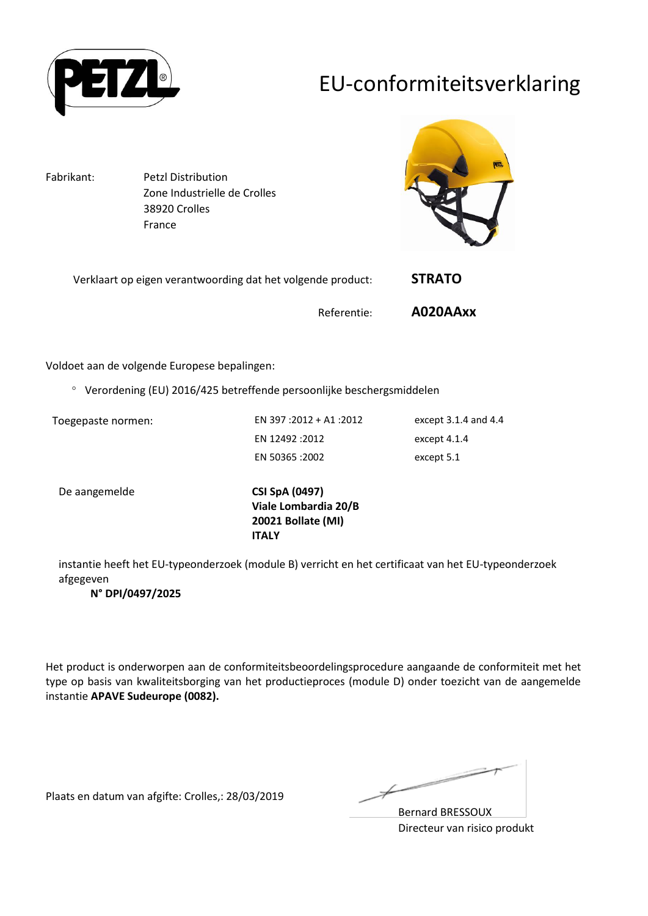# EU-conformiteitsverklaring

Fabrikant: Petzl Distribution
Zone Industrielle de Crolles
38920 Crolles
France

Verklaart op eigen verantwoording dat het volgende product: **STRATO**

Referentie: **A020AAxx**

Voldoet aan de volgende Europese bepalingen:

- Verordening (EU) 2016/425 betreffende persoonlijke beschergsmiddelen

| Toegepaste normen: | EN 397 :2012 + A1 :2012 | except 3.1.4 and 4.4 |
|---|---|---|
| | EN 12492 :2012 | except 4.1.4 |
| | EN 50365 :2002 | except 5.1 |

De aangemelde **CSI SpA (0497)**
**Viale Lombardia 20/B**
**20021 Bollate (MI)**
**ITALY**

instantie heeft het EU-typeonderzoek (module B) verricht en het certificaat van het EU-typeonderzoek afgegeven
**N° DPI/0497/2025**

Het product is onderworpen aan de conformiteitsbeoordelingsprocedure aangaande de conformiteit met het type op basis van kwaliteitsborging van het productieproces (module D) onder toezicht van de aangemelde instantie **APAVE Sudeurope (0082).**

Plaats en datum van afgifte: Crolles,: 28/03/2019

Bernard BRESSOUX
Directeur van risico produkt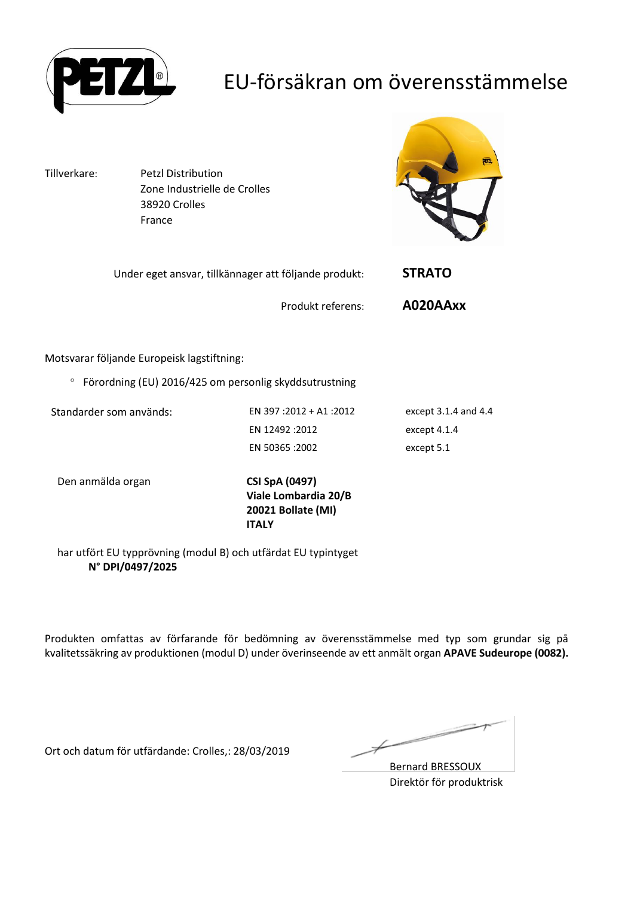# EU-försäkran om överensstämmelse

Tillverkare: Petzl Distribution
Zone Industrielle de Crolles
38920 Crolles
France

Under eget ansvar, tillkännager att följande produkt: **STRATO**

Produkt referens: **A020AAxx**

Motsvarar följande Europeisk lagstiftning:

- Förordning (EU) 2016/425 om personlig skyddsutrustning

| Standarder som används: | EN 397 :2012 + A1 :2012 | except 3.1.4 and 4.4 |
|---|---|---|
| | EN 12492 :2012 | except 4.1.4 |
| | EN 50365 :2002 | except 5.1 |

Den anmälda organ **CSI SpA (0497)**
**Viale Lombardia 20/B**
**20021 Bollate (MI)**
**ITALY**

har utfört EU typprövning (modul B) och utfärdat EU typintyget
**N° DPI/0497/2025**

Produkten omfattas av förfarande för bedömning av överensstämmelse med typ som grundar sig på kvalitetssäkring av produktionen (modul D) under överinseende av ett anmält organ **APAVE Sudeurope (0082).**

Ort och datum för utfärdande: Crolles,: 28/03/2019

Bernard BRESSOUX
Direktör för produktrisk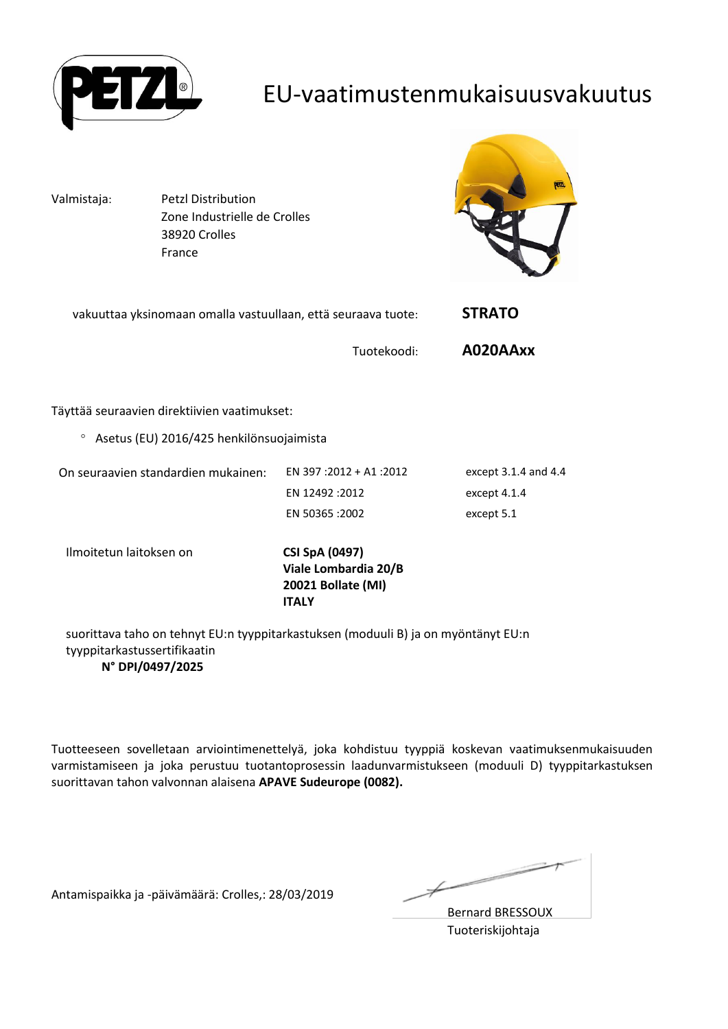# EU-vaatimustenmukaisuusvakuutus

Valmistaja: Petzl Distribution
Zone Industrielle de Crolles
38920 Crolles
France

vakuuttaa yksinomaan omalla vastuullaan, että seuraava tuote: **STRATO**

Tuotekoodi: **A020AAxx**

Täyttää seuraavien direktiivien vaatimukset:

- Asetus (EU) 2016/425 henkilönsuojaimista

| On seuraavien standardien mukainen: | EN 397 :2012 + A1 :2012 | except 3.1.4 and 4.4 |
|---|---|---|
| | EN 12492 :2012 | except 4.1.4 |
| | EN 50365 :2002 | except 5.1 |

Ilmoitetun laitoksen on **CSI SpA (0497)**
**Viale Lombardia 20/B**
**20021 Bollate (MI)**
**ITALY**

suorittava taho on tehnyt EU:n tyyppitarkastuksen (moduuli B) ja on myöntänyt EU:n tyyppitarkastussertifikaatin
**N° DPI/0497/2025**

Tuotteeseen sovelletaan arviointimenettelyä, joka kohdistuu tyyppiä koskevan vaatimuksenmukaisuuden varmistamiseen ja joka perustuu tuotantoprosessin laadunvarmistukseen (moduuli D) tyyppitarkastuksen suorittavan tahon valvonnan alaisena **APAVE Sudeurope (0082).**

Antamispaikka ja -päivämäärä: Crolles,: 28/03/2019

Bernard BRESSOUX
Tuoteriskijohtaja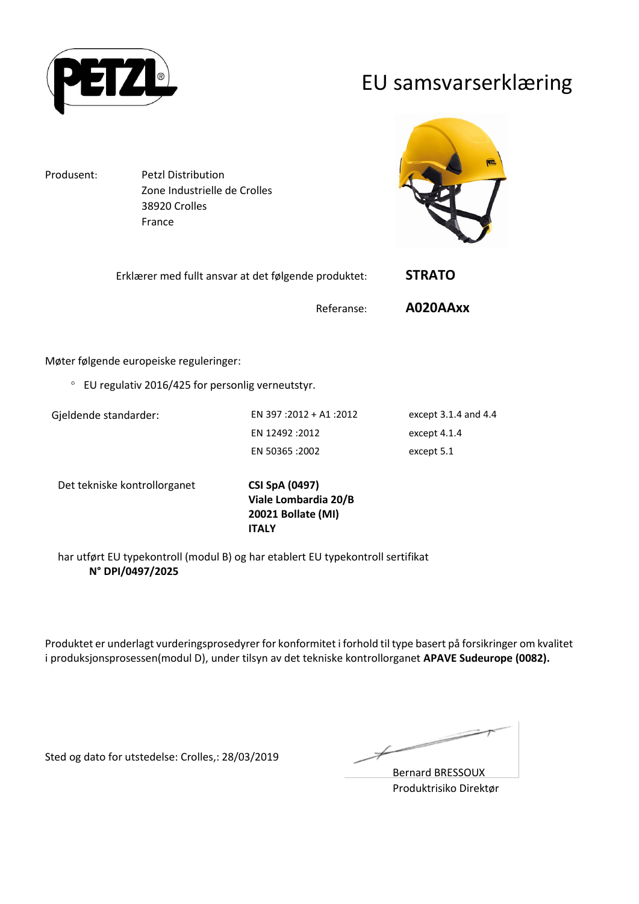# EU samsvarserklæring

| | |
|---|---|
| Produsent: | Petzl Distribution<br>Zone Industrielle de Crolles<br>38920 Crolles<br>France |

Erklærer med fullt ansvar at det følgende produktet: **STRATO**

Referanse: **A020AAxx**

Møter følgende europeiske reguleringer:

- EU regulativ 2016/425 for personlig verneutstyr.

| Gjeldende standarder: | EN 397 :2012 + A1 :2012 | except 3.1.4 and 4.4 |
|---|---|---|
| | EN 12492 :2012 | except 4.1.4 |
| | EN 50365 :2002 | except 5.1 |

Det tekniske kontrollorganet **CSI SpA (0497)**
**Viale Lombardia 20/B**
**20021 Bollate (MI)**
**ITALY**

har utført EU typekontroll (modul B) og har etablert EU typekontroll sertifikat
**N° DPI/0497/2025**

Produktet er underlagt vurderingsprosedyrer for konformitet i forhold til type basert på forsikringer om kvalitet i produksjonsprosessen(modul D), under tilsyn av det tekniske kontrollorganet **APAVE Sudeurope (0082).**

Sted og dato for utstedelse: Crolles,: 28/03/2019

Bernard BRESSOUX
Produktrisiko Direktør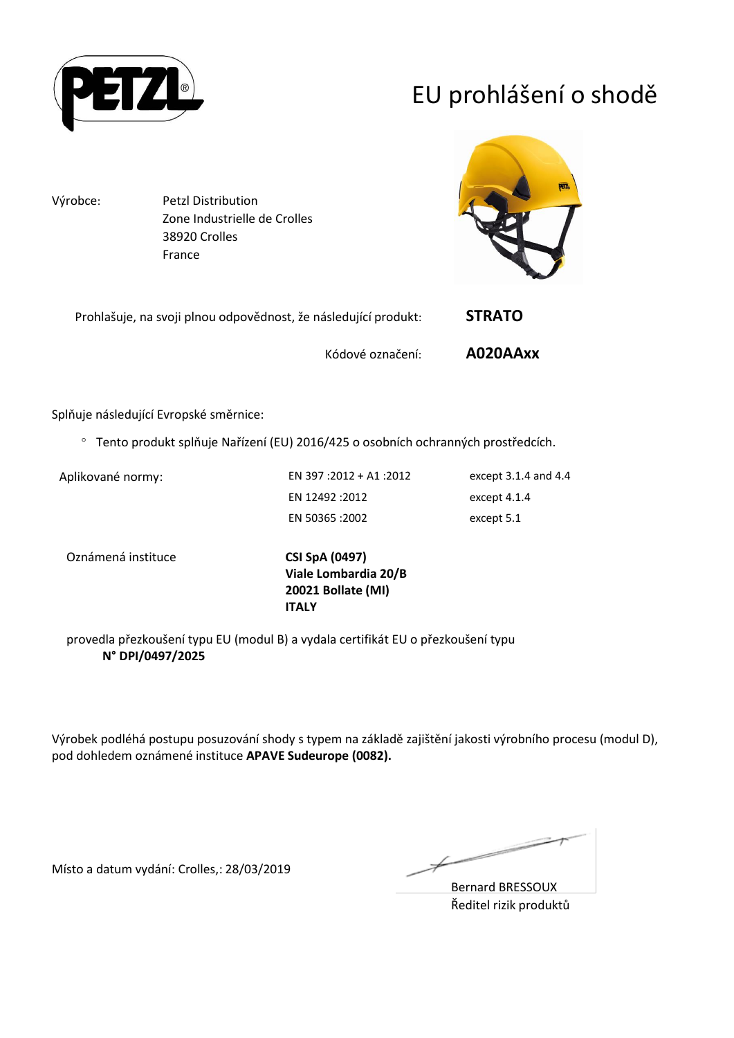# EU prohlášení o shodě

| Výrobce: | Petzl Distribution<br>Zone Industrielle de Crolles<br>38920 Crolles<br>France |
|---|---|

Prohlašuje, na svoji plnou odpovědnost, že následující produkt: **STRATO**

Kódové označení: **A020AAxx**

Splňuje následující Evropské směrnice:

- Tento produkt splňuje Nařízení (EU) 2016/425 o osobních ochranných prostředcích.

| Aplikované normy: | EN 397 :2012 + A1 :2012 | except 3.1.4 and 4.4 |
|---|---|---|
| | EN 12492 :2012 | except 4.1.4 |
| | EN 50365 :2002 | except 5.1 |

Oznámená instituce **CSI SpA (0497)**
**Viale Lombardia 20/B**
**20021 Bollate (MI)**
**ITALY**

provedla přezkoušení typu EU (modul B) a vydala certifikát EU o přezkoušení typu
**N° DPI/0497/2025**

Výrobek podléhá postupu posuzování shody s typem na základě zajištění jakosti výrobního procesu (modul D), pod dohledem oznámené instituce **APAVE Sudeurope (0082).**

Místo a datum vydání: Crolles,: 28/03/2019

Bernard BRESSOUX
Ředitel rizik produktů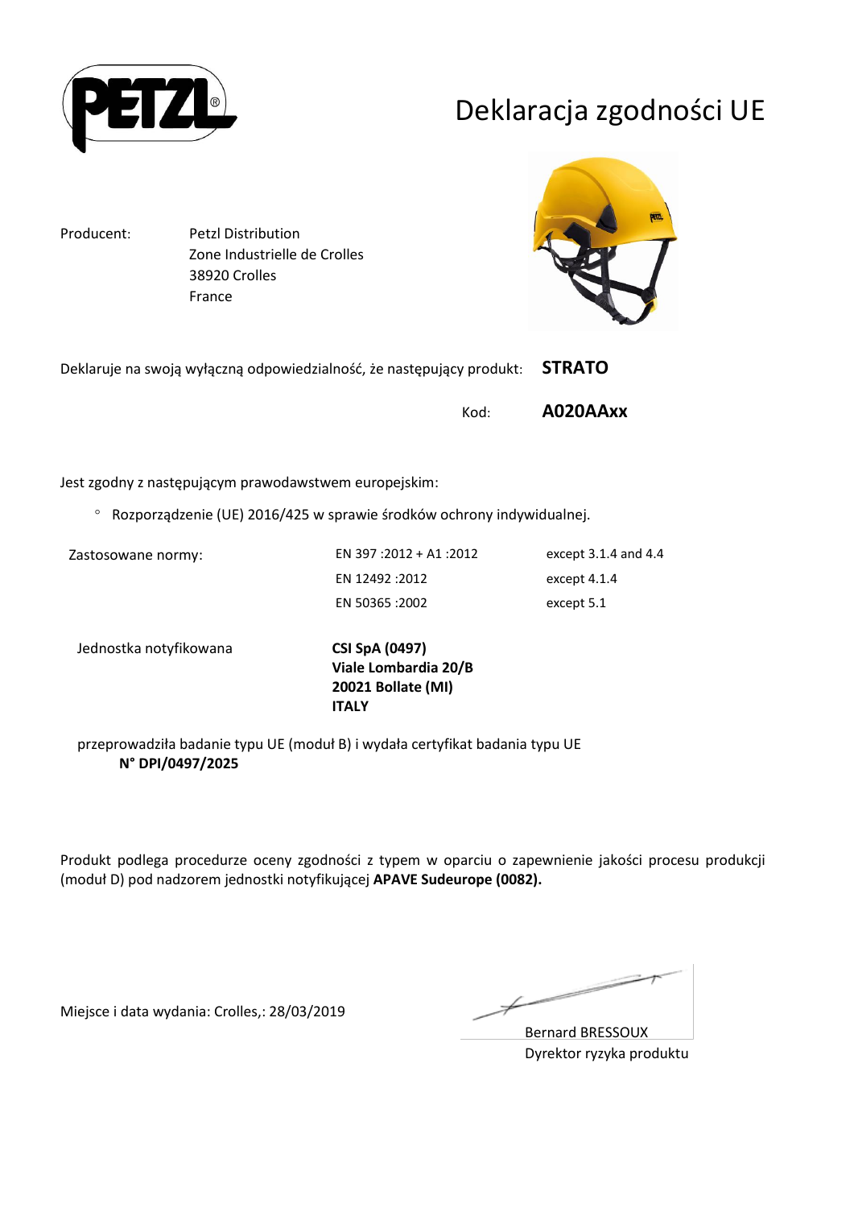# Deklaracja zgodności UE

Producent: Petzl Distribution
Zone Industrielle de Crolles
38920 Crolles
France

Deklaruje na swoją wyłączną odpowiedzialność, że następujący produkt: **STRATO**

Kod: **A020AAxx**

Jest zgodny z następującym prawodawstwem europejskim:

- Rozporządzenie (UE) 2016/425 w sprawie środków ochrony indywidualnej.

| Zastosowane normy: | EN 397 :2012 + A1 :2012 | except 3.1.4 and 4.4 |
|---|---|---|
| | EN 12492 :2012 | except 4.1.4 |
| | EN 50365 :2002 | except 5.1 |

Jednostka notyfikowana **CSI SpA (0497)**
**Viale Lombardia 20/B**
**20021 Bollate (MI)**
**ITALY**

przeprowadziła badanie typu UE (moduł B) i wydała certyfikat badania typu UE
**N° DPI/0497/2025**

Produkt podlega procedurze oceny zgodności z typem w oparciu o zapewnienie jakości procesu produkcji (moduł D) pod nadzorem jednostki notyfikującej **APAVE Sudeurope (0082).**

Miejsce i data wydania: Crolles,: 28/03/2019

Bernard BRESSOUX
Dyrektor ryzyka produktu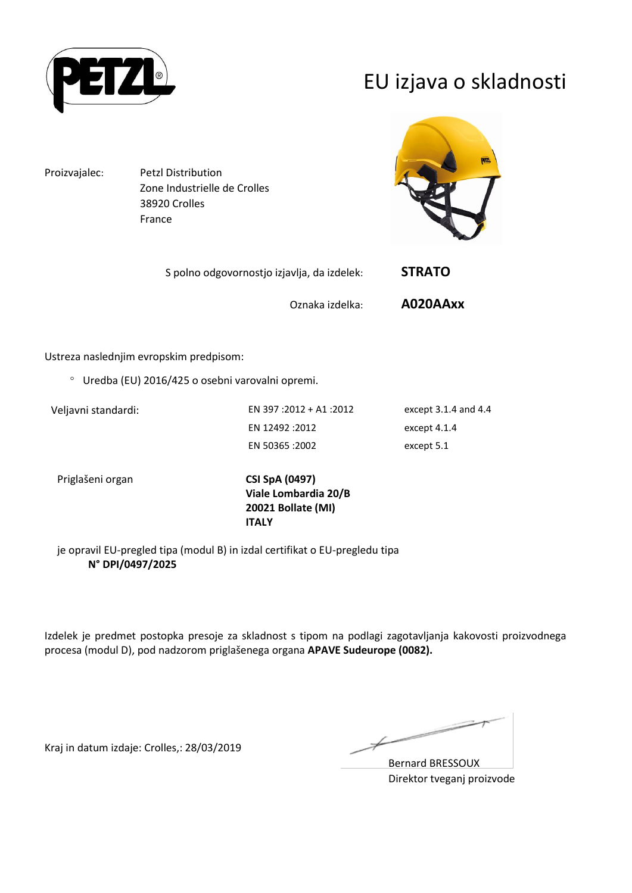# EU izjava o skladnosti

Proizvajalec: Petzl Distribution
Zone Industrielle de Crolles
38920 Crolles
France

S polno odgovornostjo izjavlja, da izdelek: **STRATO**

Oznaka izdelka: **A020AAxx**

Ustreza naslednjim evropskim predpisom:

- Uredba (EU) 2016/425 o osebni varovalni opremi.

| Veljavni standardi: | EN 397 :2012 + A1 :2012 | except 3.1.4 and 4.4 |
|---|---|---|
| | EN 12492 :2012 | except 4.1.4 |
| | EN 50365 :2002 | except 5.1 |

Priglašeni organ **CSI SpA (0497)**
**Viale Lombardia 20/B**
**20021 Bollate (MI)**
**ITALY**

je opravil EU-pregled tipa (modul B) in izdal certifikat o EU-pregledu tipa
**N° DPI/0497/2025**

Izdelek je predmet postopka presoje za skladnost s tipom na podlagi zagotavljanja kakovosti proizvodnega procesa (modul D), pod nadzorom priglašenega organa **APAVE Sudeurope (0082).**

Kraj in datum izdaje: Crolles,: 28/03/2019

Bernard BRESSOUX
Direktor tveganj proizvode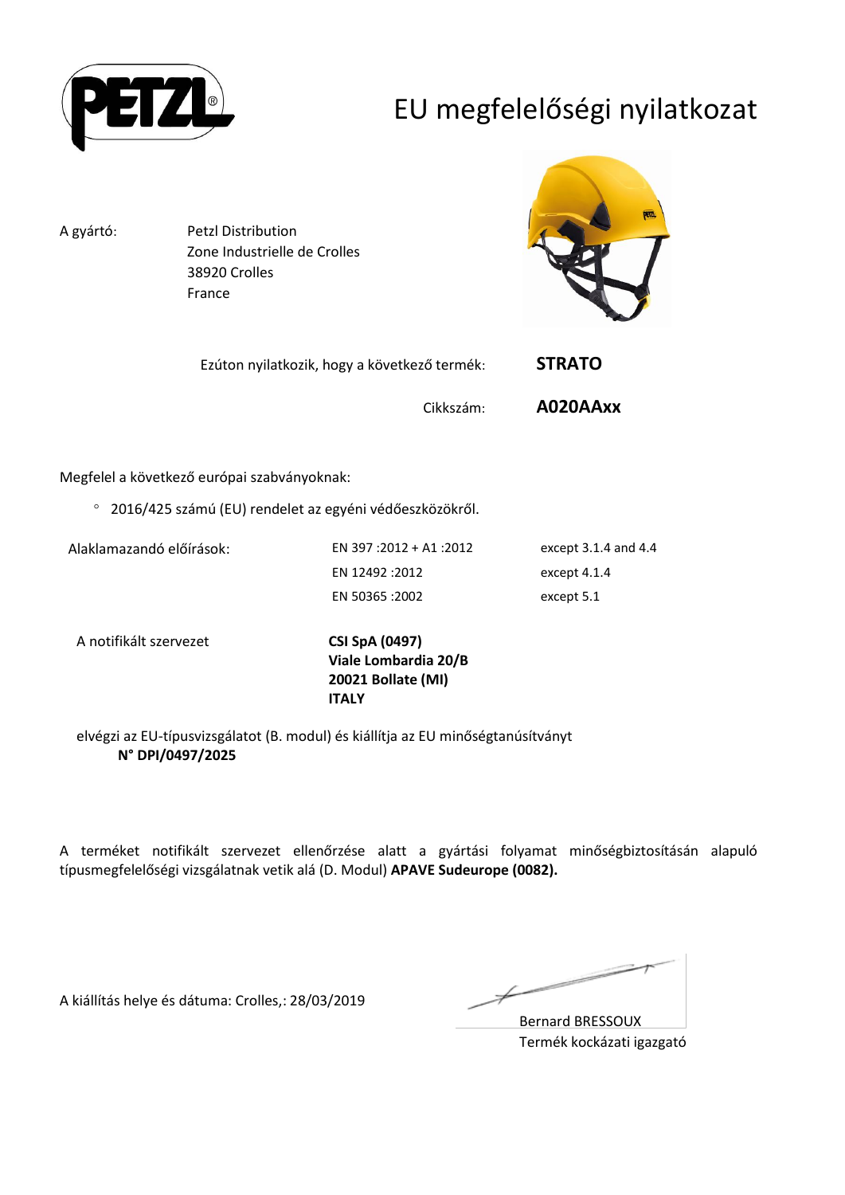# EU megfelelőségi nyilatkozat

A gyártó: Petzl Distribution
Zone Industrielle de Crolles
38920 Crolles
France

Ezúton nyilatkozik, hogy a következő termék: **STRATO**

Cikkszám: **A020AAxx**

Megfelel a következő európai szabványoknak:

- 2016/425 számú (EU) rendelet az egyéni védőeszközökről.

| Alaklamazandó előírások: | EN 397 :2012 + A1 :2012 | except 3.1.4 and 4.4 |
|---|---|---|
| | EN 12492 :2012 | except 4.1.4 |
| | EN 50365 :2002 | except 5.1 |

A notifikált szervezet

**CSI SpA (0497)**
**Viale Lombardia 20/B**
**20021 Bollate (MI)**
**ITALY**

elvégzi az EU-típusvizsgálatot (B. modul) és kiállítja az EU minőségtanúsítványt
**N° DPI/0497/2025**

A terméket notifikált szervezet ellenőrzése alatt a gyártási folyamat minőségbiztosításán alapuló típusmegfelelőségi vizsgálatnak vetik alá (D. Modul) **APAVE Sudeurope (0082).**

A kiállítás helye és dátuma: Crolles,: 28/03/2019

Bernard BRESSOUX
Termék kockázati igazgató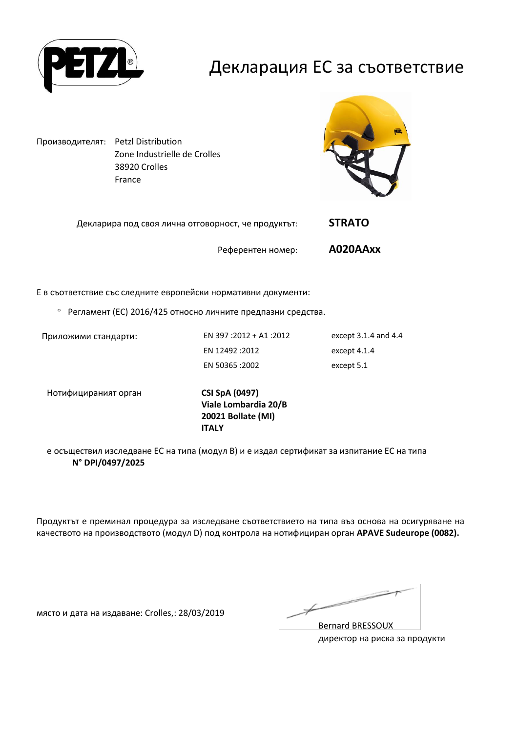PETZL®

# Декларация ЕС за съответствие

Производителят: Petzl Distribution
Zone Industrielle de Crolles
38920 Crolles
France

Декларира под своя лична отговорност, че продуктът: **STRATO**

Референтен номер: **A020AAxx**

Е в съответствие със следните европейски нормативни документи:

- Регламент (ЕС) 2016/425 относно личните предпазни средства.

| Приложими стандарти: | EN 397 :2012 + A1 :2012 | except 3.1.4 and 4.4 |
|---|---|---|
| | EN 12492 :2012 | except 4.1.4 |
| | EN 50365 :2002 | except 5.1 |

Нотифицираният орган **CSI SpA (0497)**
**Viale Lombardia 20/B**
**20021 Bollate (MI)**
**ITALY**

е осъществил изследване ЕС на типа (модул B) и е издал сертификат за изпитание ЕС на типа
**N° DPI/0497/2025**

Продуктът е преминал процедура за изследване съответствието на типа въз основа на осигуряване на качеството на производството (модул D) под контрола на нотифициран орган **APAVE Sudeurope (0082).**

място и дата на издаване: Crolles,: 28/03/2019

Bernard BRESSOUX
директор на риска за продукти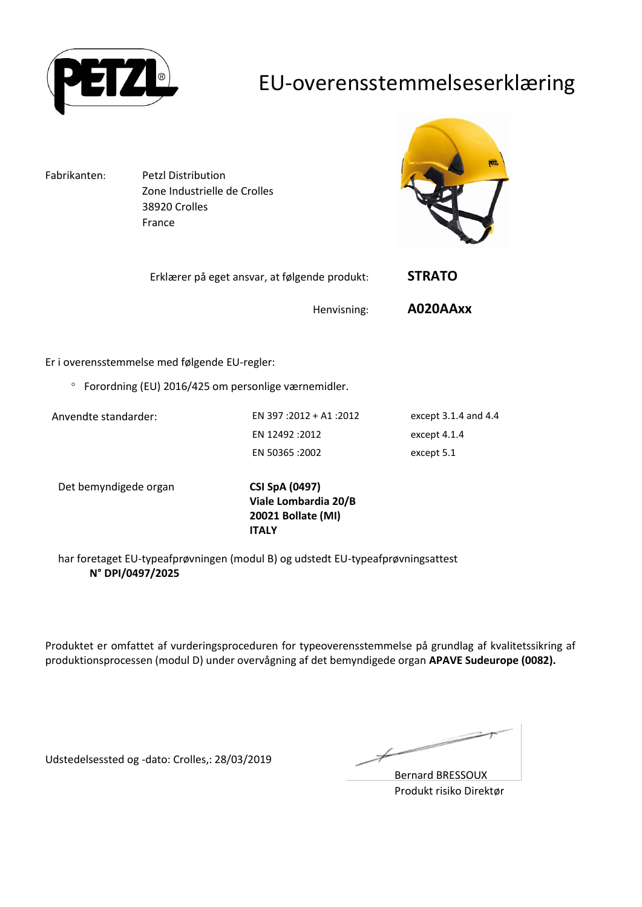# EU-overensstemmelseserklæring

| | |
|---|---|
| Fabrikanten: | Petzl Distribution<br>Zone Industrielle de Crolles<br>38920 Crolles<br>France |

Erklærer på eget ansvar, at følgende produkt: **STRATO**

Henvisning: **A020AAxx**

Er i overensstemmelse med følgende EU-regler:

- Forordning (EU) 2016/425 om personlige værnemidler.

| | | |
|---|---|---|
| Anvendte standarder: | EN 397 :2012 + A1 :2012 | except 3.1.4 and 4.4 |
| | EN 12492 :2012 | except 4.1.4 |
| | EN 50365 :2002 | except 5.1 |

Det bemyndigede organ **CSI SpA (0497)**
**Viale Lombardia 20/B**
**20021 Bollate (MI)**
**ITALY**

har foretaget EU-typeafprøvningen (modul B) og udstedt EU-typeafprøvningsattest
**N° DPI/0497/2025**

Produktet er omfattet af vurderingsproceduren for typeoverensstemmelse på grundlag af kvalitetssikring af produktionsprocessen (modul D) under overvågning af det bemyndigede organ **APAVE Sudeurope (0082).**

Udstedelsessted og -dato: Crolles,: 28/03/2019

Bernard BRESSOUX
Produkt risiko Direktør